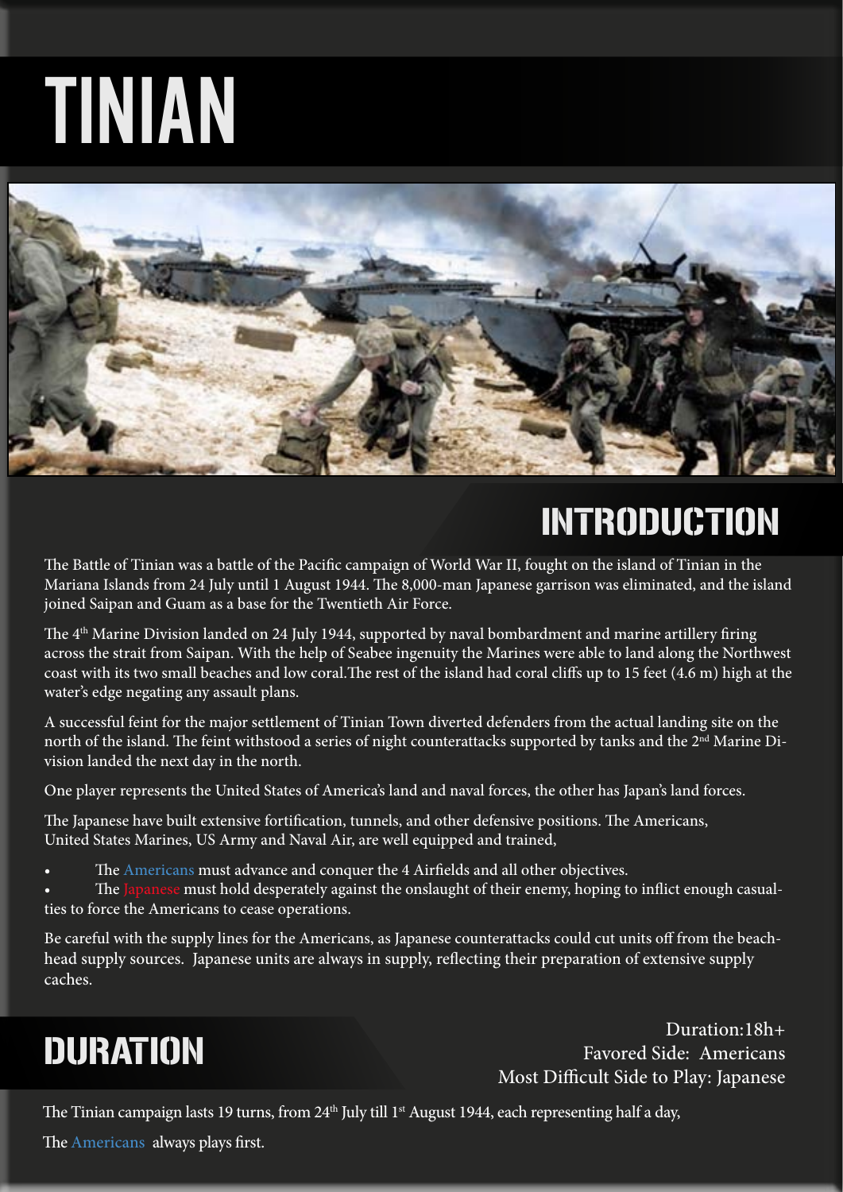# TINIAN

## INTRODUCTION

The Battle of Tinian was a battle of the Pacific campaign of World War II, fought on the island of Tinian in the Mariana Islands from 24 July until 1 August 1944. The 8,000-man Japanese garrison was eliminated, and the island joined Saipan and Guam as a base for the Twentieth Air Force.

The 4th Marine Division landed on 24 July 1944, supported by naval bombardment and marine artillery firing across the strait from Saipan. With the help of Seabee ingenuity the Marines were able to land along the Northwest coast with its two small beaches and low coral.The rest of the island had coral cliffs up to 15 feet (4.6 m) high at the water's edge negating any assault plans.

A successful feint for the major settlement of Tinian Town diverted defenders from the actual landing site on the north of the island. The feint withstood a series of night counterattacks supported by tanks and the 2nd Marine Division landed the next day in the north.

One player represents the United States of America's land and naval forces, the other has Japan's land forces.

The Japanese have built extensive fortification, tunnels, and other defensive positions. The Americans, United States Marines, US Army and Naval Air, are well equipped and trained,

- The Americans must advance and conquer the 4 Airfields and all other objectives.
- The Japanese must hold desperately against the onslaught of their enemy, hoping to inflict enough casualties to force the Americans to cease operations.

Be careful with the supply lines for the Americans, as Japanese counterattacks could cut units off from the beachhead supply sources. Japanese units are always in supply, reflecting their preparation of extensive supply caches.

## DURATION

Duration:18h+
Favored Side: Americans
Most Difficult Side to Play: Japanese

The Tinian campaign lasts 19 turns, from 24th July till 1st August 1944, each representing half a day,

The Americans always plays first.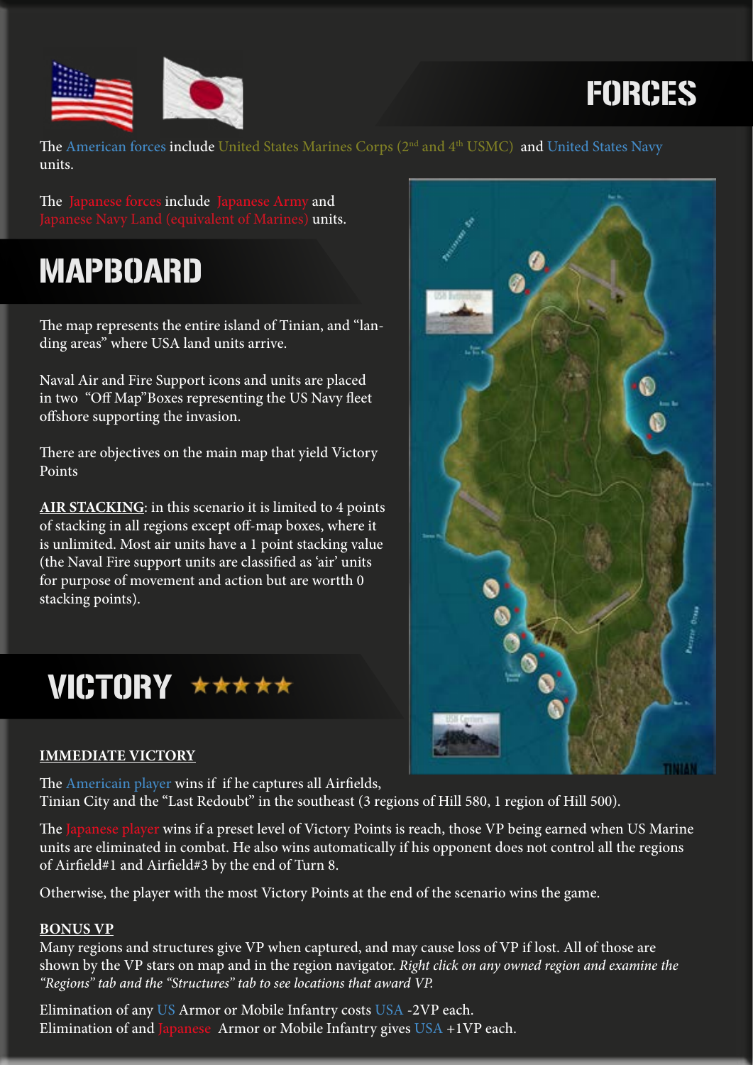# FORCES

The American forces include United States Marines Corps (2nd and 4th USMC) and United States Navy units.

The Japanese forces include Japanese Army and Japanese Navy Land (equivalent of Marines) units.

# MAPBOARD

The map represents the entire island of Tinian, and "landing areas" where USA land units arrive.

Naval Air and Fire Support icons and units are placed in two "Off Map"Boxes representing the US Navy fleet offshore supporting the invasion.

There are objectives on the main map that yield Victory Points

**AIR STACKING**: in this scenario it is limited to 4 points of stacking in all regions except off-map boxes, where it is unlimited. Most air units have a 1 point stacking value (the Naval Fire support units are classified as 'air' units for purpose of movement and action but are worth 0 stacking points).

# VICTORY ★★★★★

**IMMEDIATE VICTORY**

The Americain player wins if if he captures all Airfields, Tinian City and the "Last Redoubt" in the southeast (3 regions of Hill 580, 1 region of Hill 500).

The Japanese player wins if a preset level of Victory Points is reach, those VP being earned when US Marine units are eliminated in combat. He also wins automatically if his opponent does not control all the regions of Airfield#1 and Airfield#3 by the end of Turn 8.

Otherwise, the player with the most Victory Points at the end of the scenario wins the game.

**BONUS VP**

Many regions and structures give VP when captured, and may cause loss of VP if lost. All of those are shown by the VP stars on map and in the region navigator. *Right click on any owned region and examine the "Regions" tab and the "Structures" tab to see locations that award VP.*

Elimination of any US Armor or Mobile Infantry costs USA -2VP each.
Elimination of and Japanese Armor or Mobile Infantry gives USA +1VP each.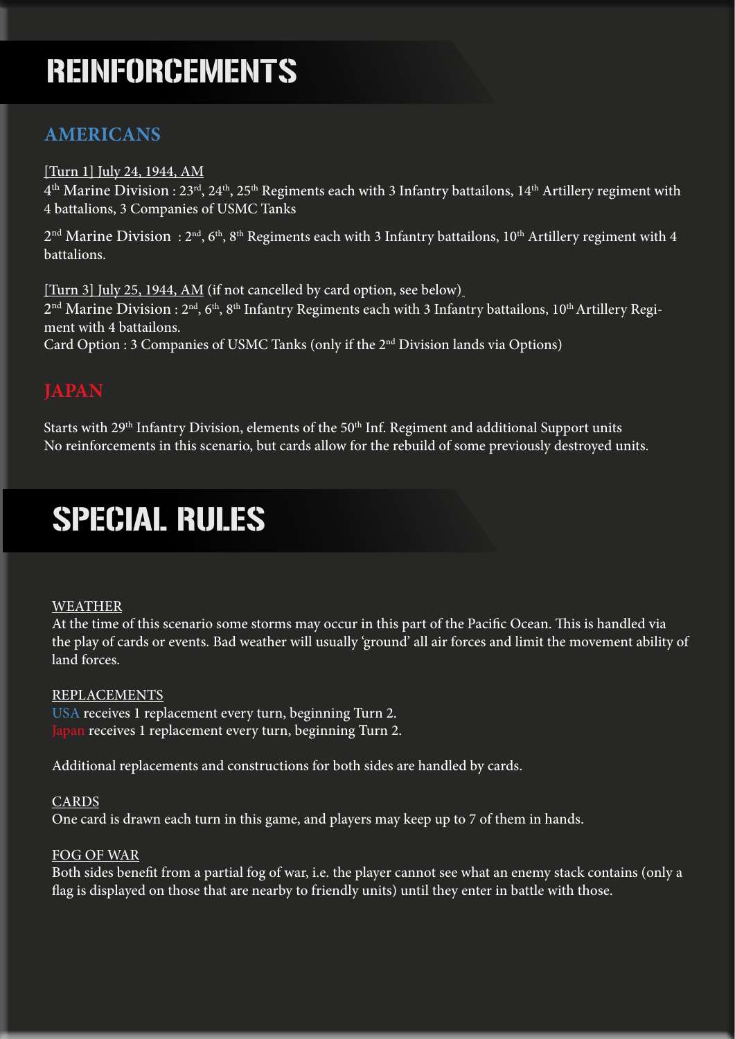# REINFORCEMENTS

## AMERICANS

[Turn 1] July 24, 1944, AM
4th Marine Division : 23rd, 24th, 25th Regiments each with 3 Infantry battalions, 14th Artillery regiment with 4 battalions, 3 Companies of USMC Tanks

2nd Marine Division : 2nd, 6th, 8th Regiments each with 3 Infantry battalions, 10th Artillery regiment with 4 battalions.

[Turn 3] July 25, 1944, AM (if not cancelled by card option, see below)
2nd Marine Division : 2nd, 6th, 8th Infantry Regiments each with 3 Infantry battalions, 10th Artillery Regiment with 4 battalions.
Card Option : 3 Companies of USMC Tanks (only if the 2nd Division lands via Options)

## JAPAN

Starts with 29th Infantry Division, elements of the 50th Inf. Regiment and additional Support units
No reinforcements in this scenario, but cards allow for the rebuild of some previously destroyed units.

# SPECIAL RULES

WEATHER
At the time of this scenario some storms may occur in this part of the Pacific Ocean. This is handled via the play of cards or events. Bad weather will usually 'ground' all air forces and limit the movement ability of land forces.

REPLACEMENTS
USA receives 1 replacement every turn, beginning Turn 2.
Japan receives 1 replacement every turn, beginning Turn 2.

Additional replacements and constructions for both sides are handled by cards.

CARDS
One card is drawn each turn in this game, and players may keep up to 7 of them in hands.

FOG OF WAR
Both sides benefit from a partial fog of war, i.e. the player cannot see what an enemy stack contains (only a flag is displayed on those that are nearby to friendly units) until they enter in battle with those.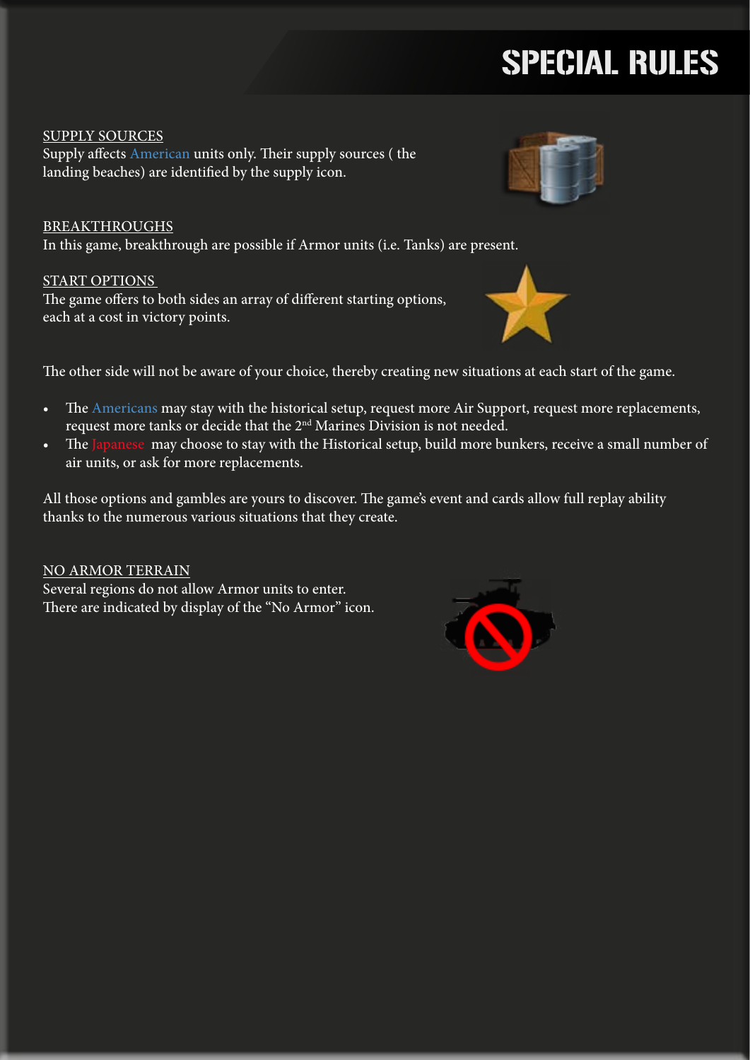# SPECIAL RULES

SUPPLY SOURCES

Supply affects American units only. Their supply sources ( the landing beaches) are identified by the supply icon.

BREAKTHROUGHS

In this game, breakthrough are possible if Armor units (i.e. Tanks) are present.

START OPTIONS

The game offers to both sides an array of different starting options, each at a cost in victory points.

The other side will not be aware of your choice, thereby creating new situations at each start of the game.

- The Americans may stay with the historical setup, request more Air Support, request more replacements, request more tanks or decide that the 2nd Marines Division is not needed.
- The Japanese may choose to stay with the Historical setup, build more bunkers, receive a small number of air units, or ask for more replacements.

All those options and gambles are yours to discover. The game's event and cards allow full replay ability thanks to the numerous various situations that they create.

NO ARMOR TERRAIN

Several regions do not allow Armor units to enter. There are indicated by display of the "No Armor" icon.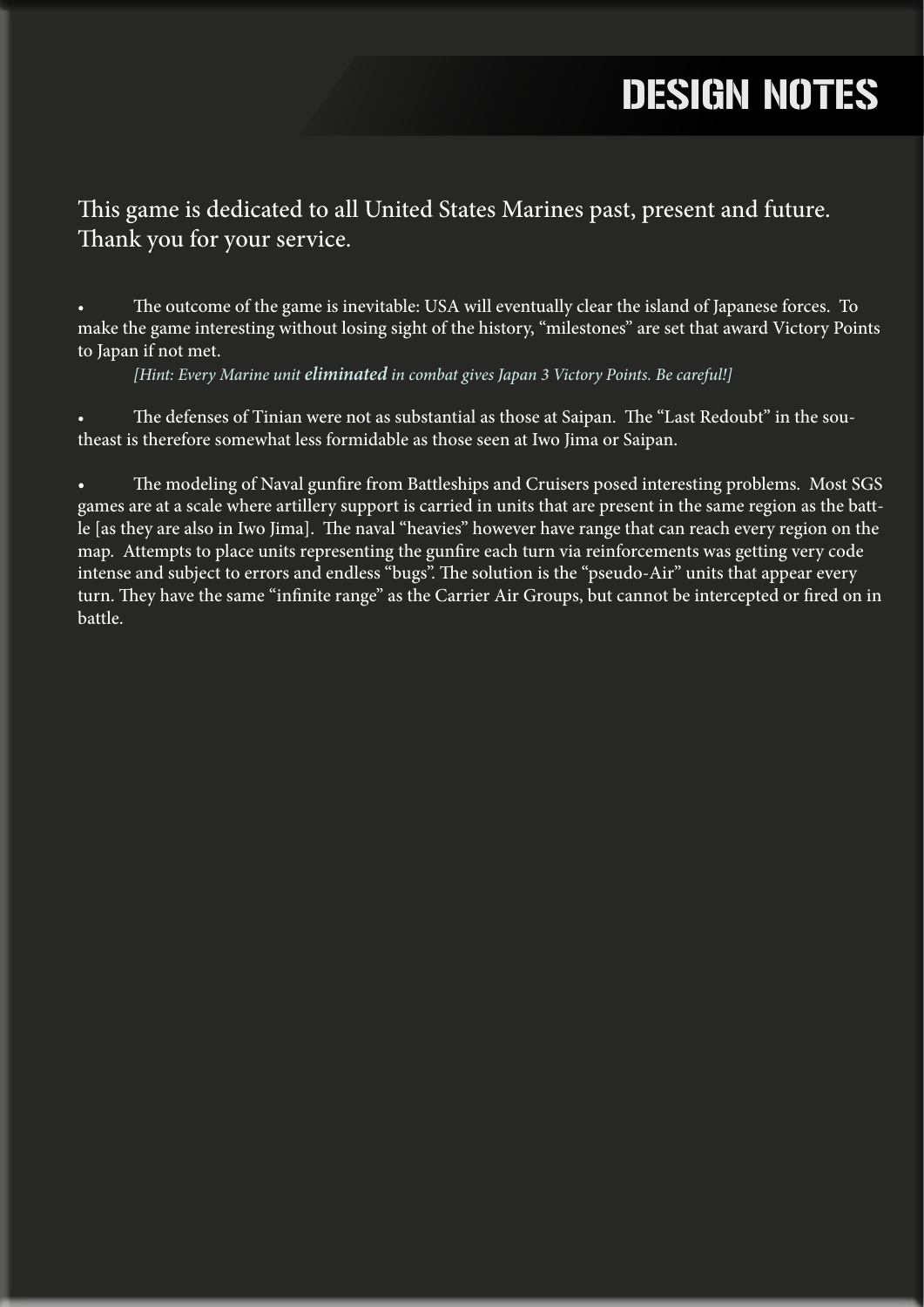# DESIGN NOTES

This game is dedicated to all United States Marines past, present and future. Thank you for your service.

- The outcome of the game is inevitable: USA will eventually clear the island of Japanese forces. To make the game interesting without losing sight of the history, "milestones" are set that award Victory Points to Japan if not met.

  *[Hint: Every Marine unit **eliminated** in combat gives Japan 3 Victory Points. Be careful!]*

- The defenses of Tinian were not as substantial as those at Saipan. The "Last Redoubt" in the southeast is therefore somewhat less formidable as those seen at Iwo Jima or Saipan.

- The modeling of Naval gunfire from Battleships and Cruisers posed interesting problems. Most SGS games are at a scale where artillery support is carried in units that are present in the same region as the battle [as they are also in Iwo Jima]. The naval "heavies" however have range that can reach every region on the map. Attempts to place units representing the gunfire each turn via reinforcements was getting very code intense and subject to errors and endless "bugs". The solution is the "pseudo-Air" units that appear every turn. They have the same "infinite range" as the Carrier Air Groups, but cannot be intercepted or fired on in battle.